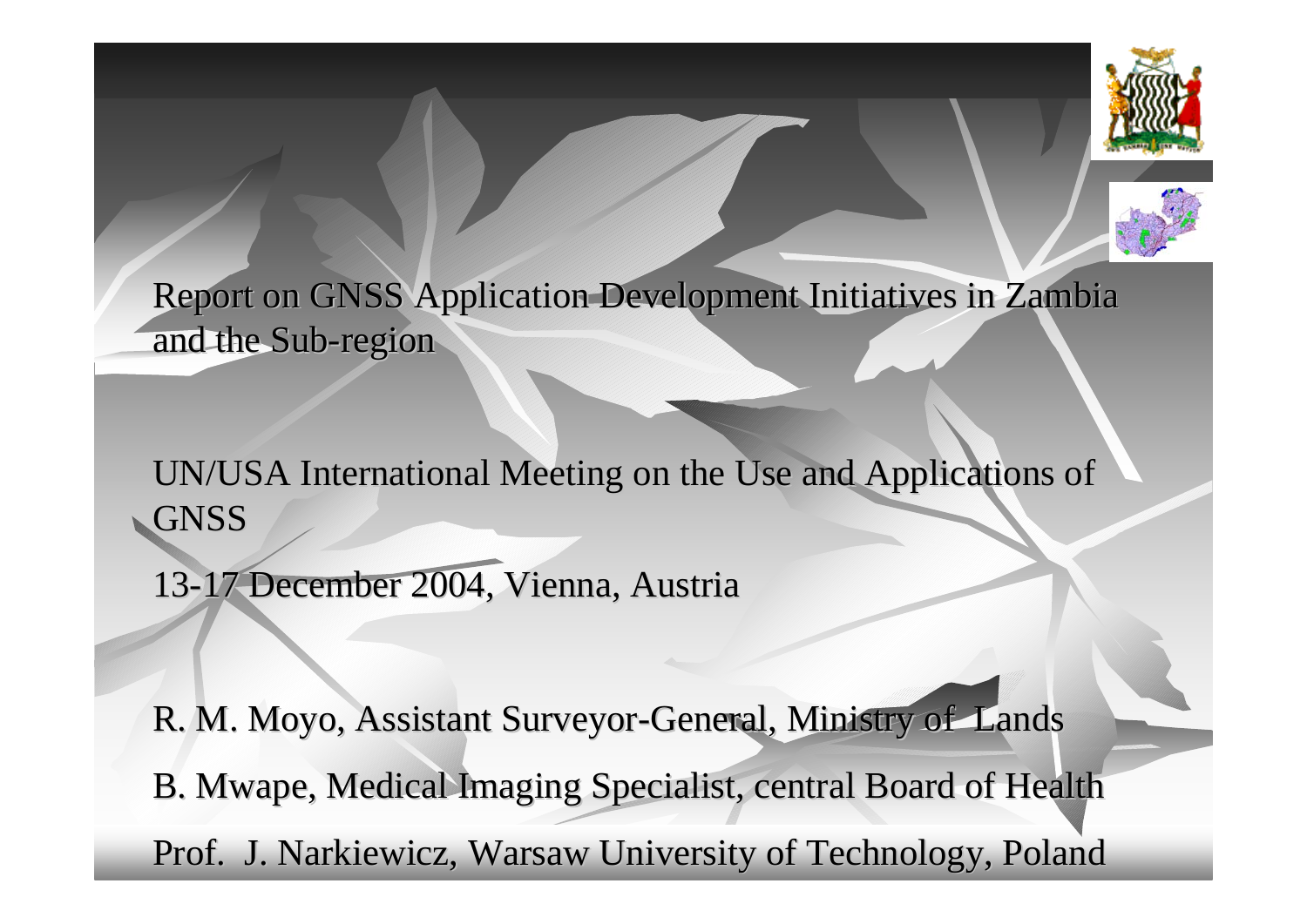# Report on GNSS Application Development Initiatives in Zambia and the Sub-region

UN/USA International Meeting on the Use and Applications of GNSS

13-17 December 2004, Vienna, Austria

R. M. Moyo, Assistant Surveyor-General, Ministry of Lands

B. Mwape, Medical Imaging Specialist, central Board of Health

Prof. J. Narkiewicz, Warsaw University of Technology, Poland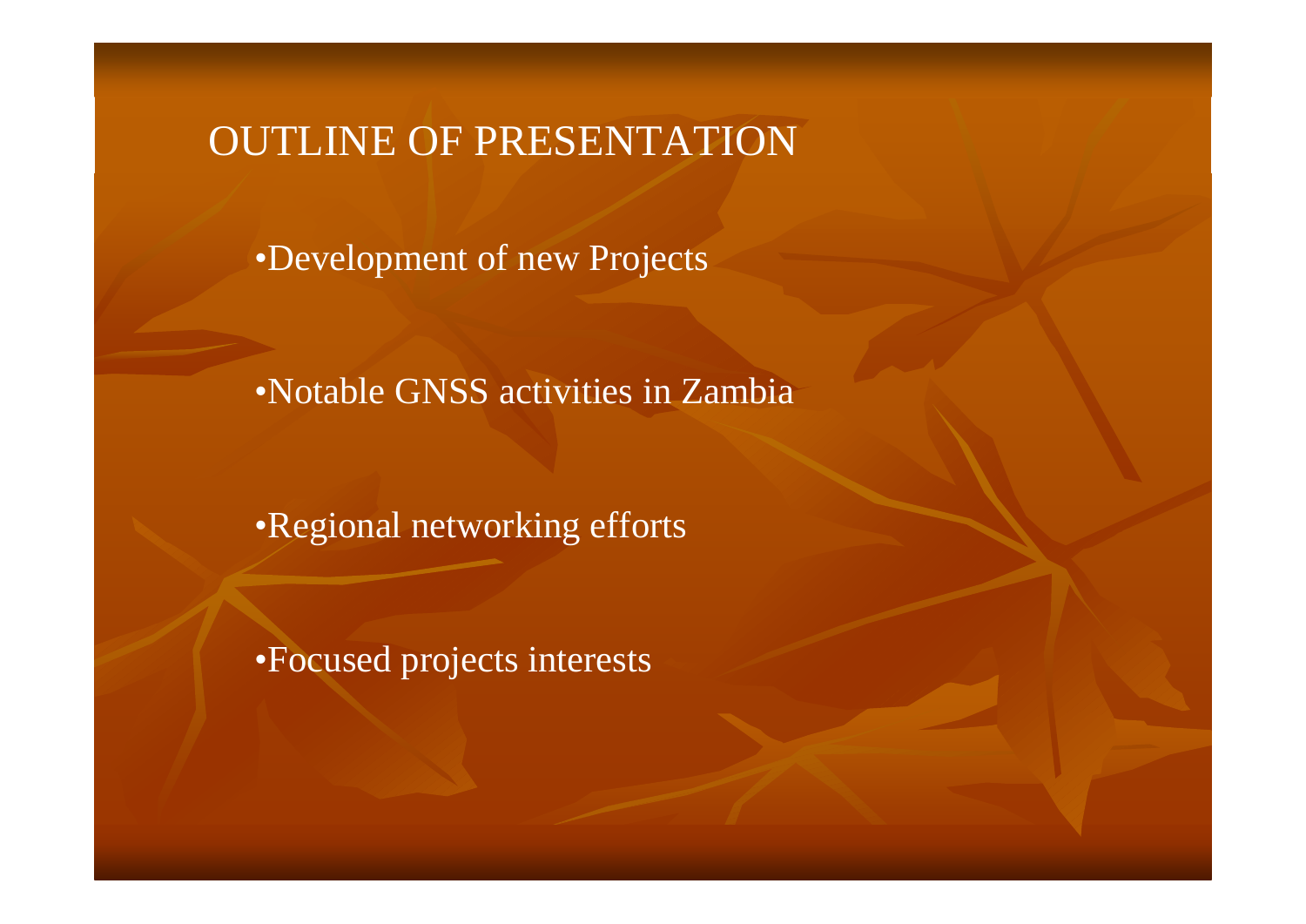# OUTLINE OF PRESENTATION

- Development of new Projects
- Notable GNSS activities in Zambia
- Regional networking efforts
- Focused projects interests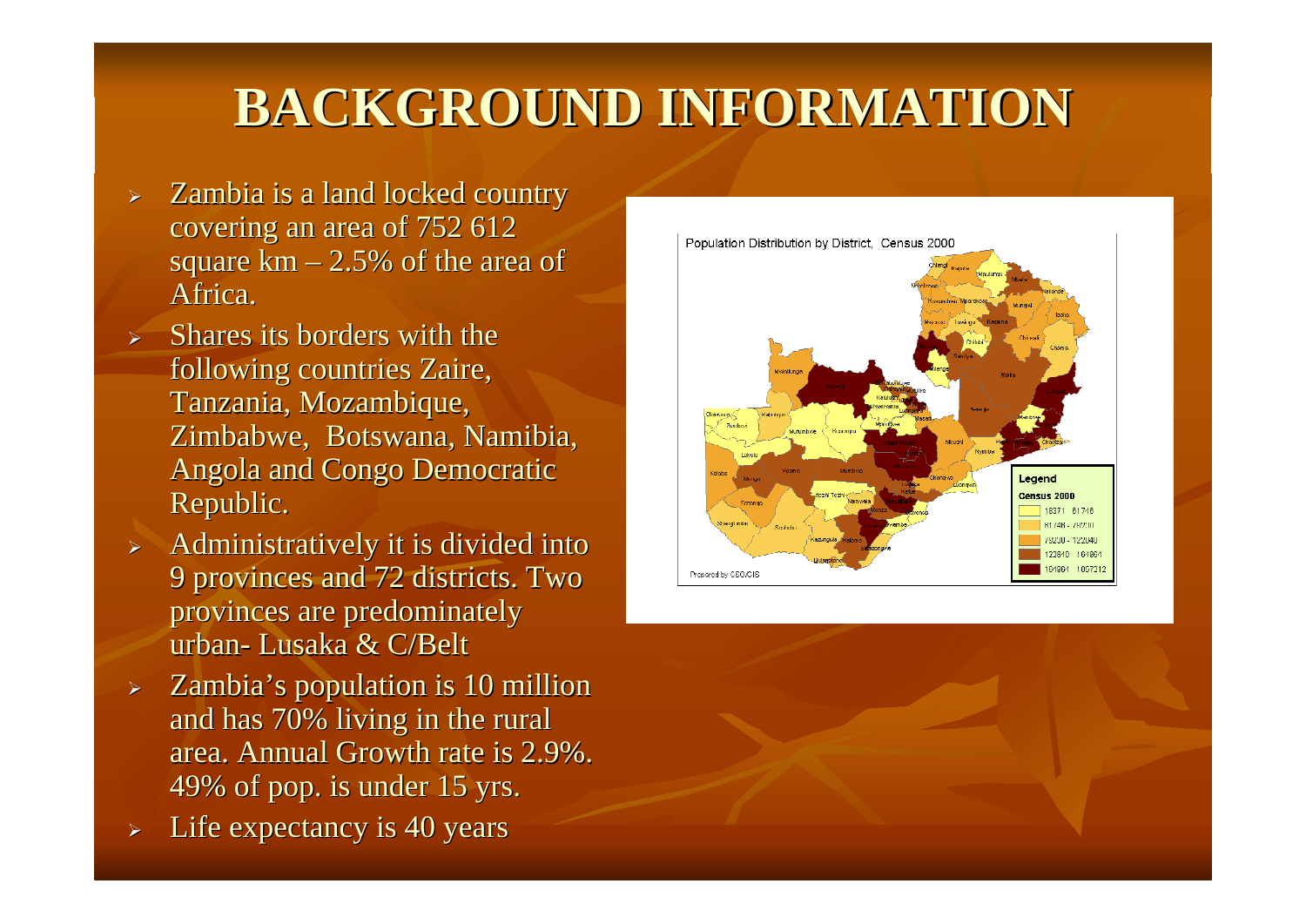# BACKGROUND INFORMATION

- Zambia is a land locked country covering an area of 752 612 square km – 2.5% of the area of Africa.
- Shares its borders with the following countries Zaire, Tanzania, Mozambique, Zimbabwe, Botswana, Namibia, Angola and Congo Democratic Republic.
- Administratively it is divided into 9 provinces and 72 districts. Two provinces are predominately urban- Lusaka & C/Belt
- Zambia's population is 10 million and has 70% living in the rural area. Annual Growth rate is 2.9%. 49% of pop. is under 15 yrs.
- Life expectancy is 40 years

Population Distribution by District, Census 2000

Legend

Census 2000

- 18371 - 61746
- 61746 - 79200
- 79200 - 122040
- 123040 - 164961
- 164961 - 1057212

Prepared by CSO/CIS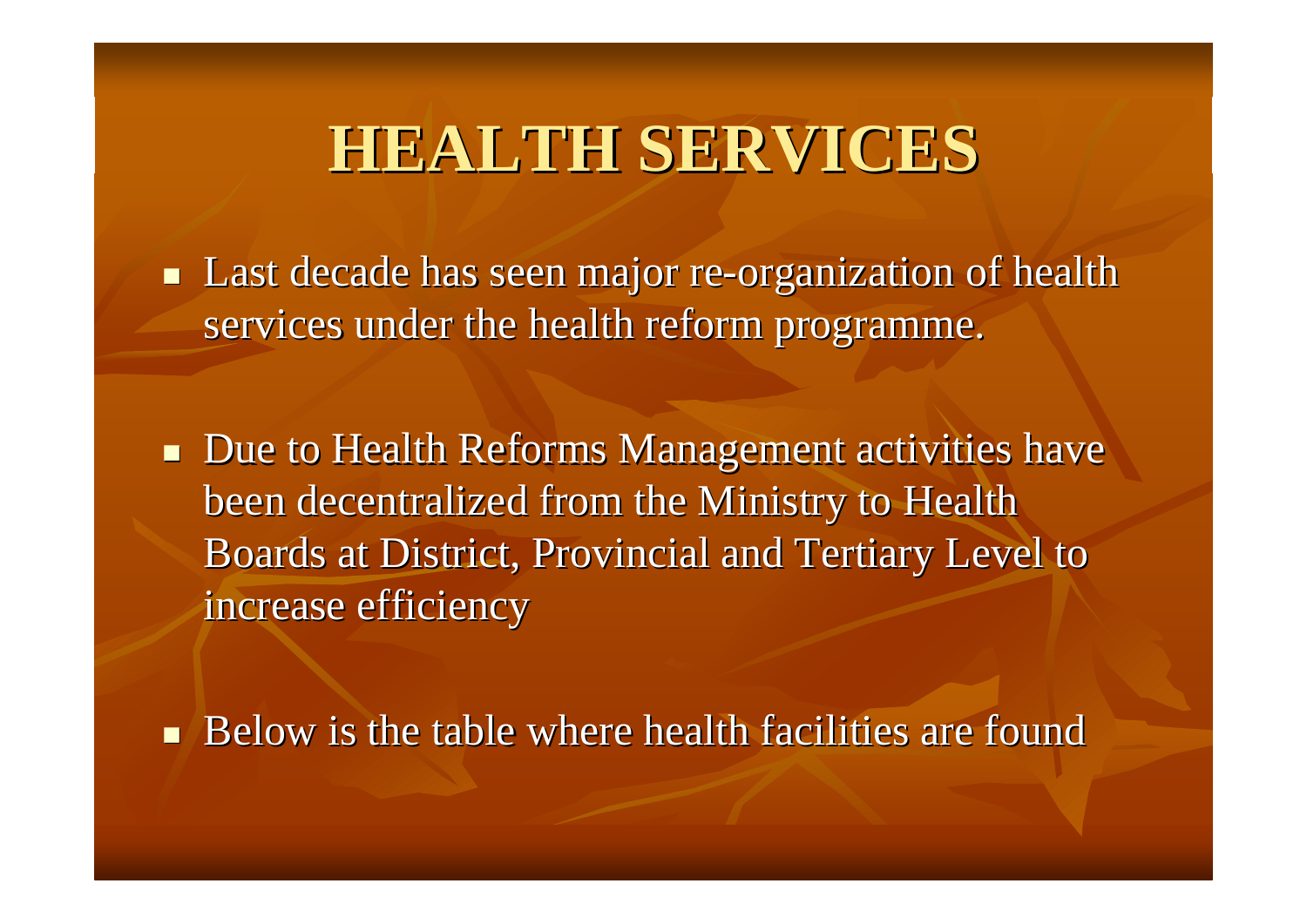# HEALTH SERVICES

- Last decade has seen major re-organization of health services under the health reform programme.

- Due to Health Reforms Management activities have been decentralized from the Ministry to Health Boards at District, Provincial and Tertiary Level to increase efficiency

- Below is the table where health facilities are found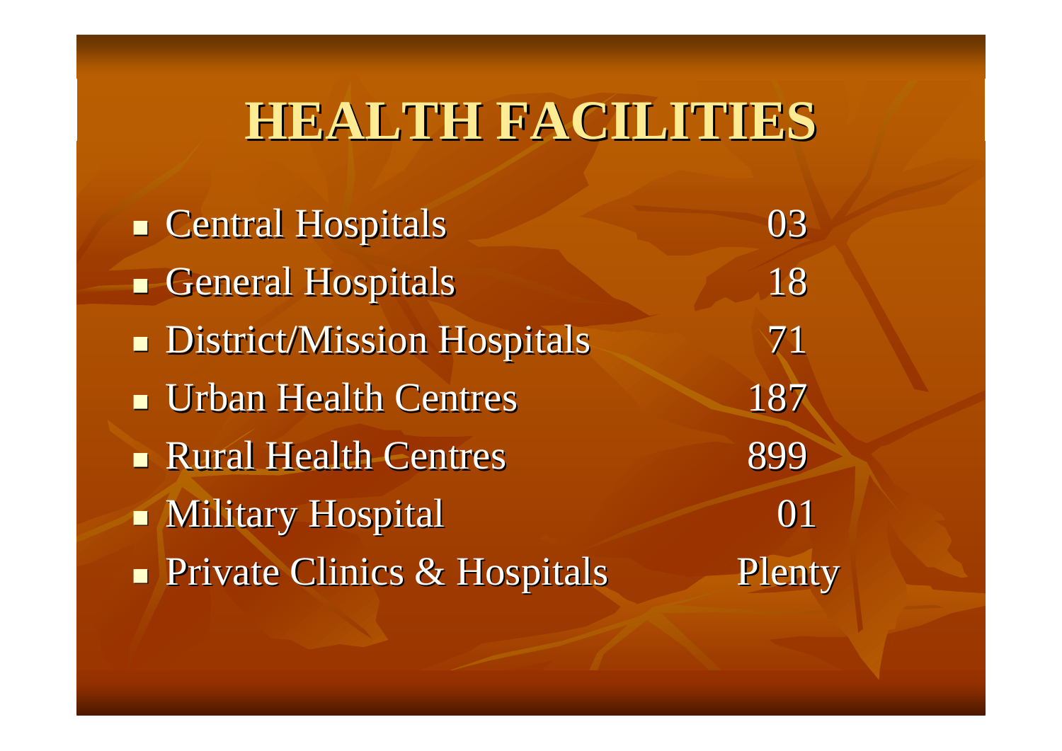# HEALTH FACILITIES

- Central Hospitals 03
- General Hospitals 18
- District/Mission Hospitals 71
- Urban Health Centres 187
- Rural Health Centres 899
- Military Hospital 01
- Private Clinics & Hospitals Plenty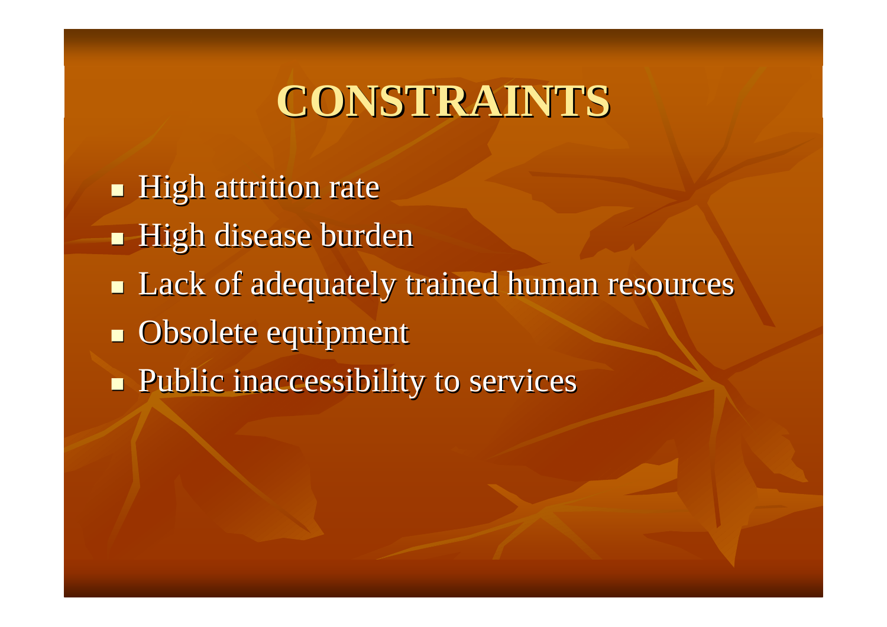# CONSTRAINTS

- High attrition rate
- High disease burden
- Lack of adequately trained human resources
- Obsolete equipment
- Public inaccessibility to services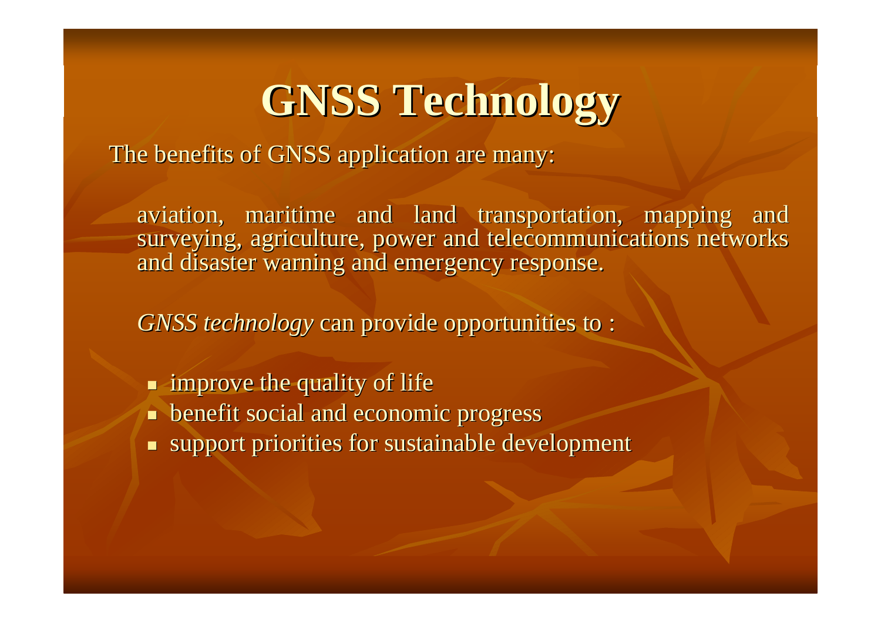# GNSS Technology

The benefits of GNSS application are many:

aviation, maritime and land transportation, mapping and surveying, agriculture, power and telecommunications networks and disaster warning and emergency response.

*GNSS technology* can provide opportunities to :

- improve the quality of life
- benefit social and economic progress
- support priorities for sustainable development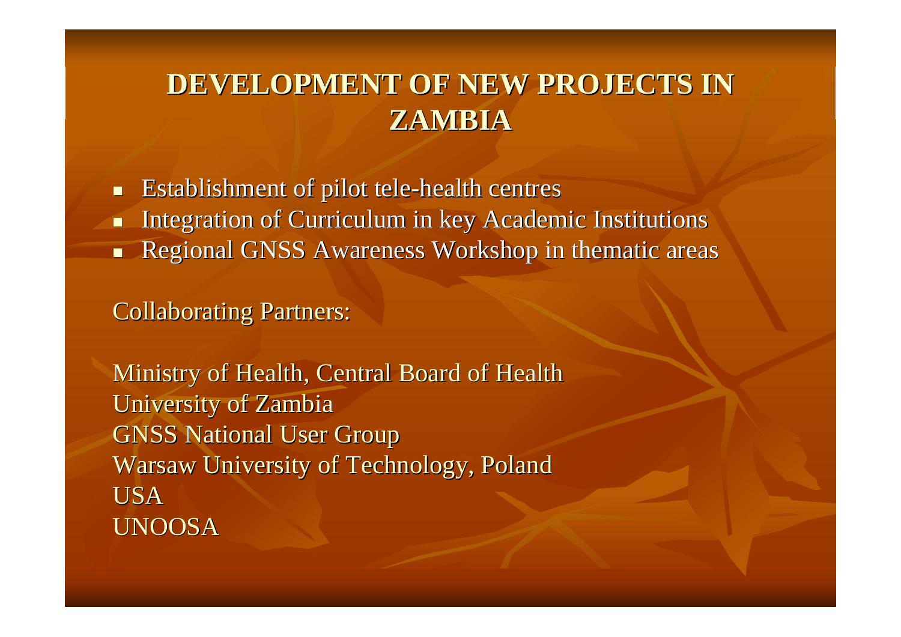# DEVELOPMENT OF NEW PROJECTS IN ZAMBIA

- Establishment of pilot tele-health centres
- Integration of Curriculum in key Academic Institutions
- Regional GNSS Awareness Workshop in thematic areas

Collaborating Partners:

Ministry of Health, Central Board of Health
University of Zambia
GNSS National User Group
Warsaw University of Technology, Poland
USA
UNOOSA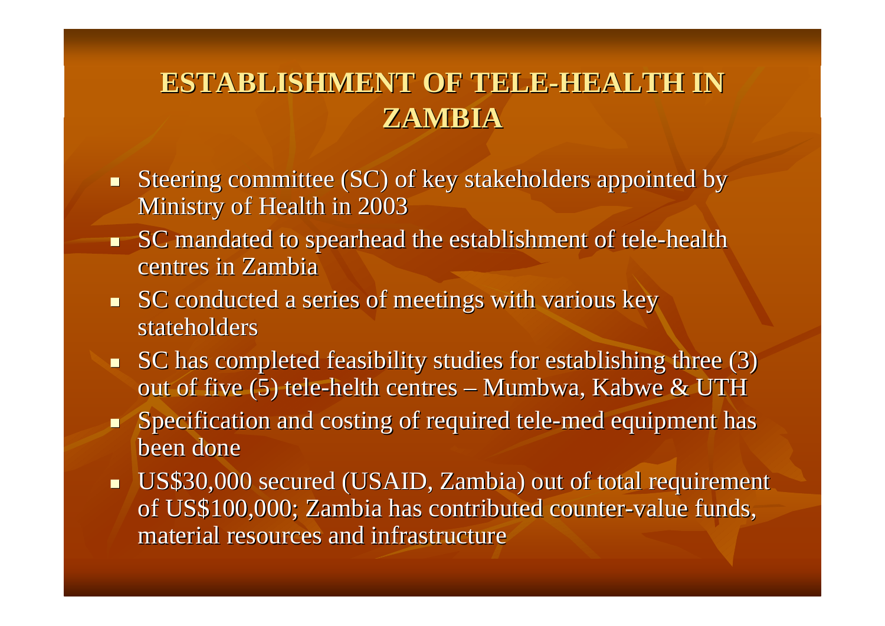# ESTABLISHMENT OF TELE-HEALTH IN ZAMBIA

- Steering committee (SC) of key stakeholders appointed by Ministry of Health in 2003
- SC mandated to spearhead the establishment of tele-health centres in Zambia
- SC conducted a series of meetings with various key stateholders
- SC has completed feasibility studies for establishing three (3) out of five (5) tele-helth centres – Mumbwa, Kabwe & UTH
- Specification and costing of required tele-med equipment has been done
- US$30,000 secured (USAID, Zambia) out of total requirement of US$100,000; Zambia has contributed counter-value funds, material resources and infrastructure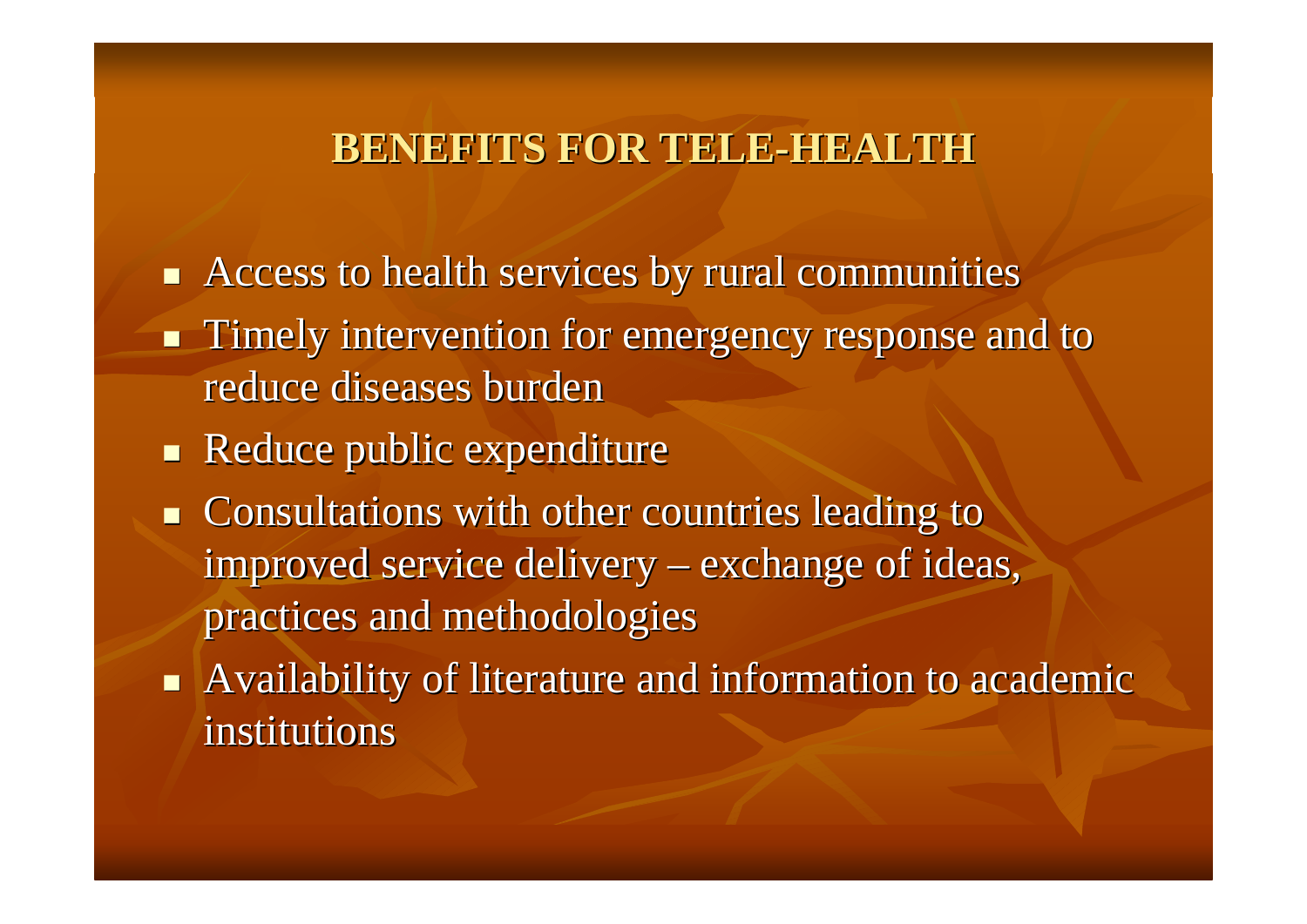## BENEFITS FOR TELE-HEALTH

- Access to health services by rural communities
- Timely intervention for emergency response and to reduce diseases burden
- Reduce public expenditure
- Consultations with other countries leading to improved service delivery – exchange of ideas, practices and methodologies
- Availability of literature and information to academic institutions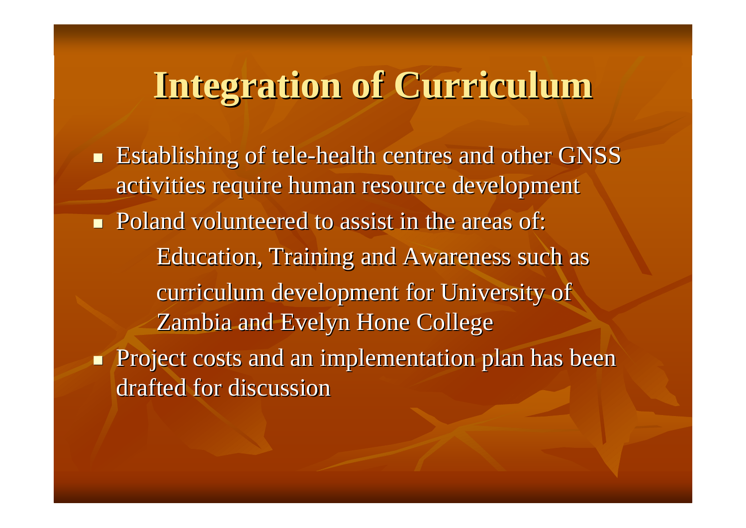# Integration of Curriculum

- Establishing of tele-health centres and other GNSS activities require human resource development
- Poland volunteered to assist in the areas of:

  Education, Training and Awareness such as curriculum development for University of Zambia and Evelyn Hone College
- Project costs and an implementation plan has been drafted for discussion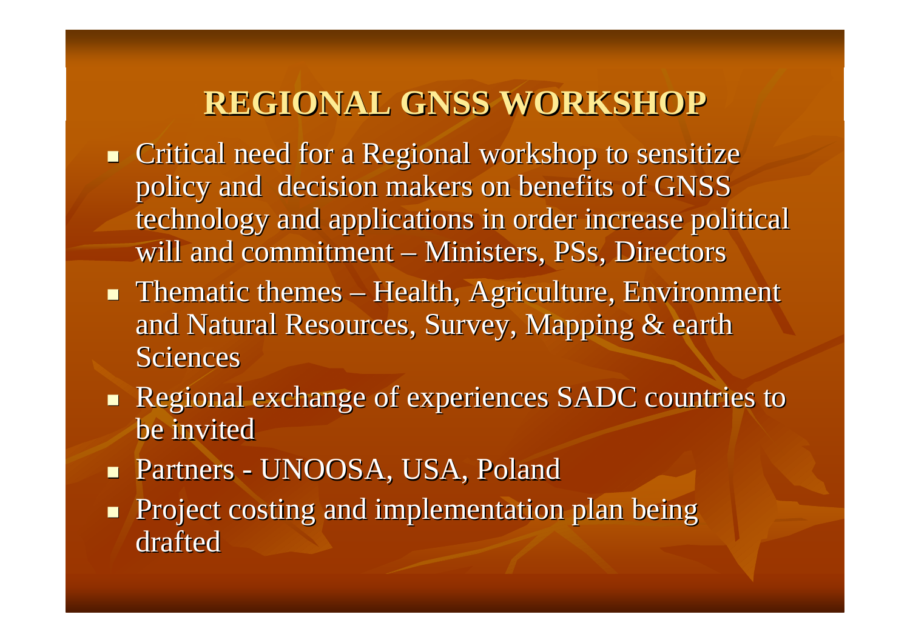## REGIONAL GNSS WORKSHOP

- Critical need for a Regional workshop to sensitize policy and decision makers on benefits of GNSS technology and applications in order increase political will and commitment – Ministers, PSs, Directors
- Thematic themes – Health, Agriculture, Environment and Natural Resources, Survey, Mapping & earth Sciences
- Regional exchange of experiences SADC countries to be invited
- Partners - UNOOSA, USA, Poland
- Project costing and implementation plan being drafted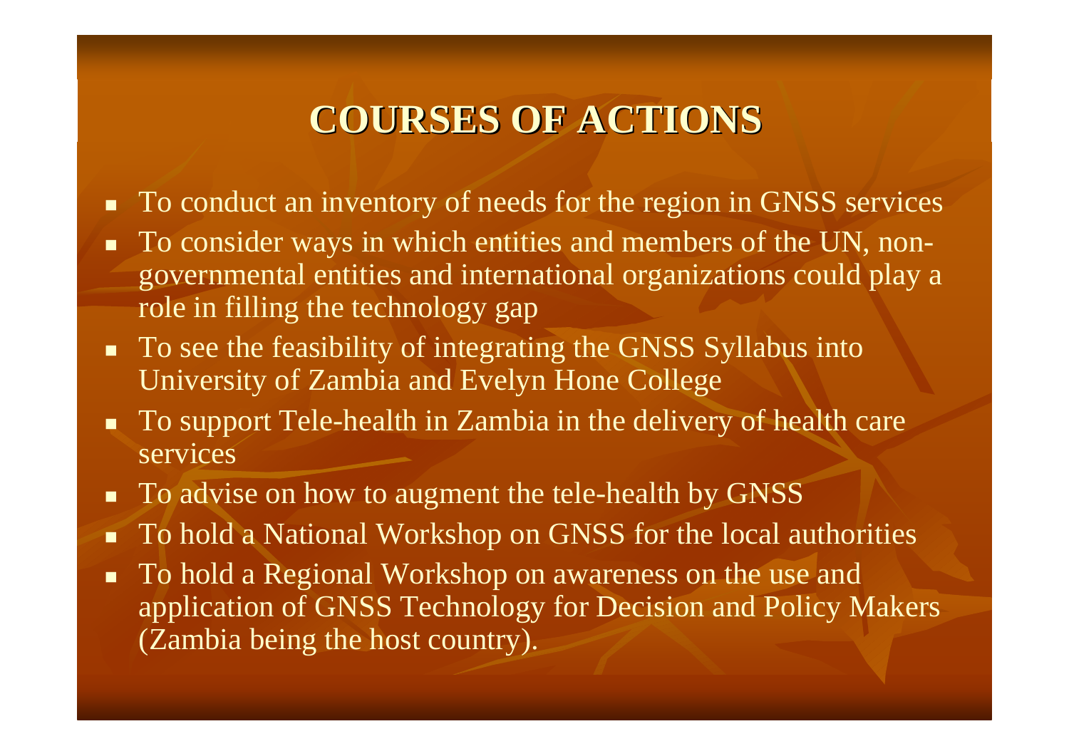# COURSES OF ACTIONS

- To conduct an inventory of needs for the region in GNSS services
- To consider ways in which entities and members of the UN, non-governmental entities and international organizations could play a role in filling the technology gap
- To see the feasibility of integrating the GNSS Syllabus into University of Zambia and Evelyn Hone College
- To support Tele-health in Zambia in the delivery of health care services
- To advise on how to augment the tele-health by GNSS
- To hold a National Workshop on GNSS for the local authorities
- To hold a Regional Workshop on awareness on the use and application of GNSS Technology for Decision and Policy Makers (Zambia being the host country).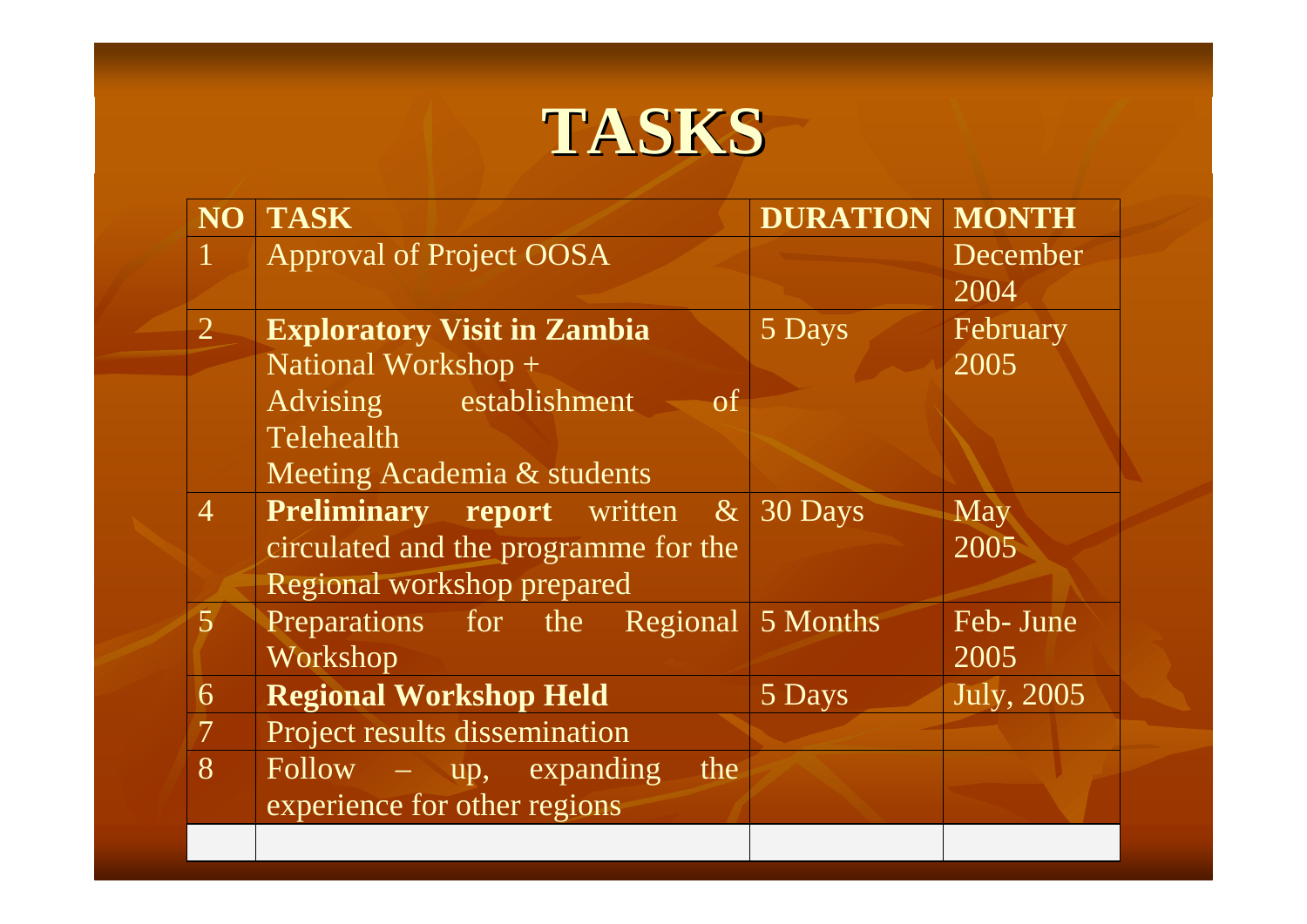# TASKS

| NO | TASK | DURATION | MONTH |
|---|---|---|---|
| 1 | Approval of Project OOSA | | December 2004 |
| 2 | **Exploratory Visit in Zambia** National Workshop + Advising establishment of Telehealth Meeting Academia & students | 5 Days | February 2005 |
| 4 | **Preliminary report** written & circulated and the programme for the Regional workshop prepared | 30 Days | May 2005 |
| 5 | Preparations for the Regional Workshop | 5 Months | Feb- June 2005 |
| 6 | **Regional Workshop Held** | 5 Days | July, 2005 |
| 7 | Project results dissemination | | |
| 8 | Follow – up, expanding the experience for other regions | | |
| | | | |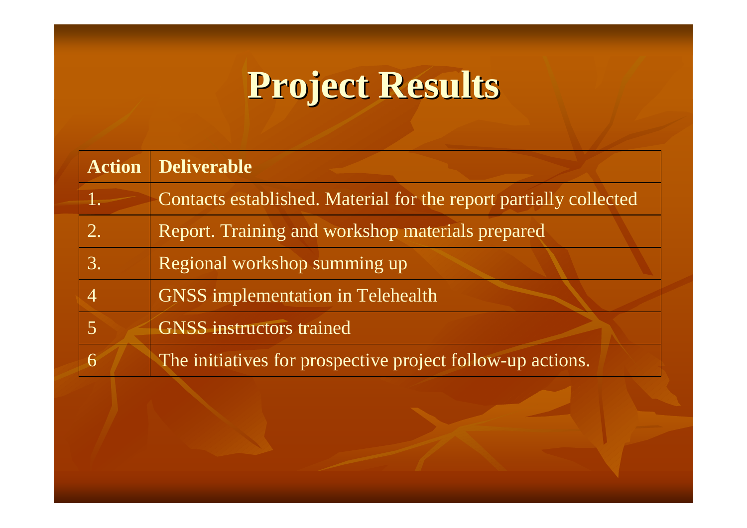# Project Results

| Action | Deliverable |
|---|---|
| 1. | Contacts established. Material for the report partially collected |
| 2. | Report. Training and workshop materials prepared |
| 3. | Regional workshop summing up |
| 4 | GNSS implementation in Telehealth |
| 5 | GNSS instructors trained |
| 6 | The initiatives for prospective project follow-up actions. |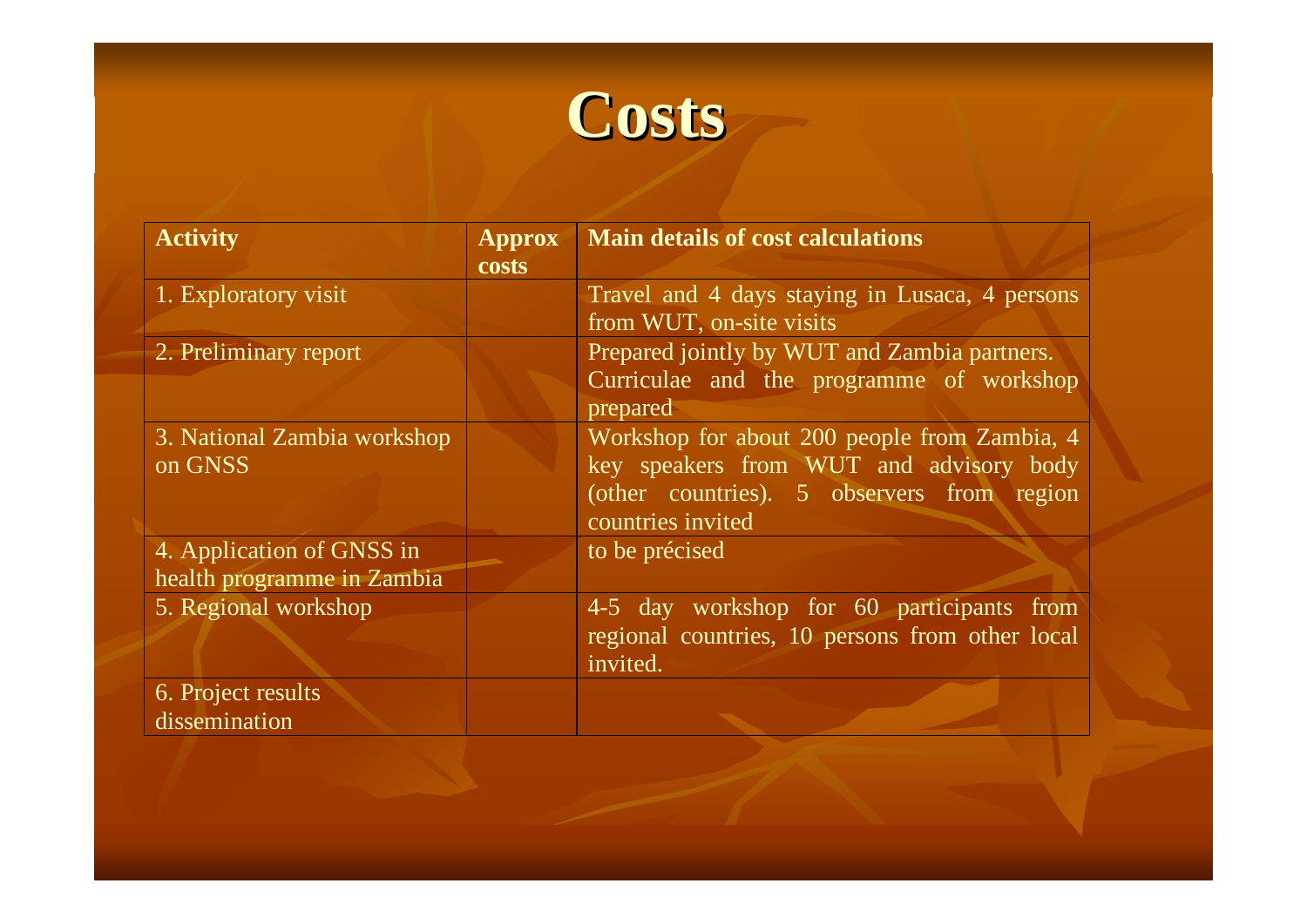# Costs

| Activity | Approx costs | Main details of cost calculations |
|---|---|---|
| 1. Exploratory visit | | Travel and 4 days staying in Lusaca, 4 persons from WUT, on-site visits |
| 2. Preliminary report | | Prepared jointly by WUT and Zambia partners. Curriculae and the programme of workshop prepared |
| 3. National Zambia workshop on GNSS | | Workshop for about 200 people from Zambia, 4 key speakers from WUT and advisory body (other countries). 5 observers from region countries invited |
| 4. Application of GNSS in health programme in Zambia | | to be précised |
| 5. Regional workshop | | 4-5 day workshop for 60 participants from regional countries, 10 persons from other local invited. |
| 6. Project results dissemination | | |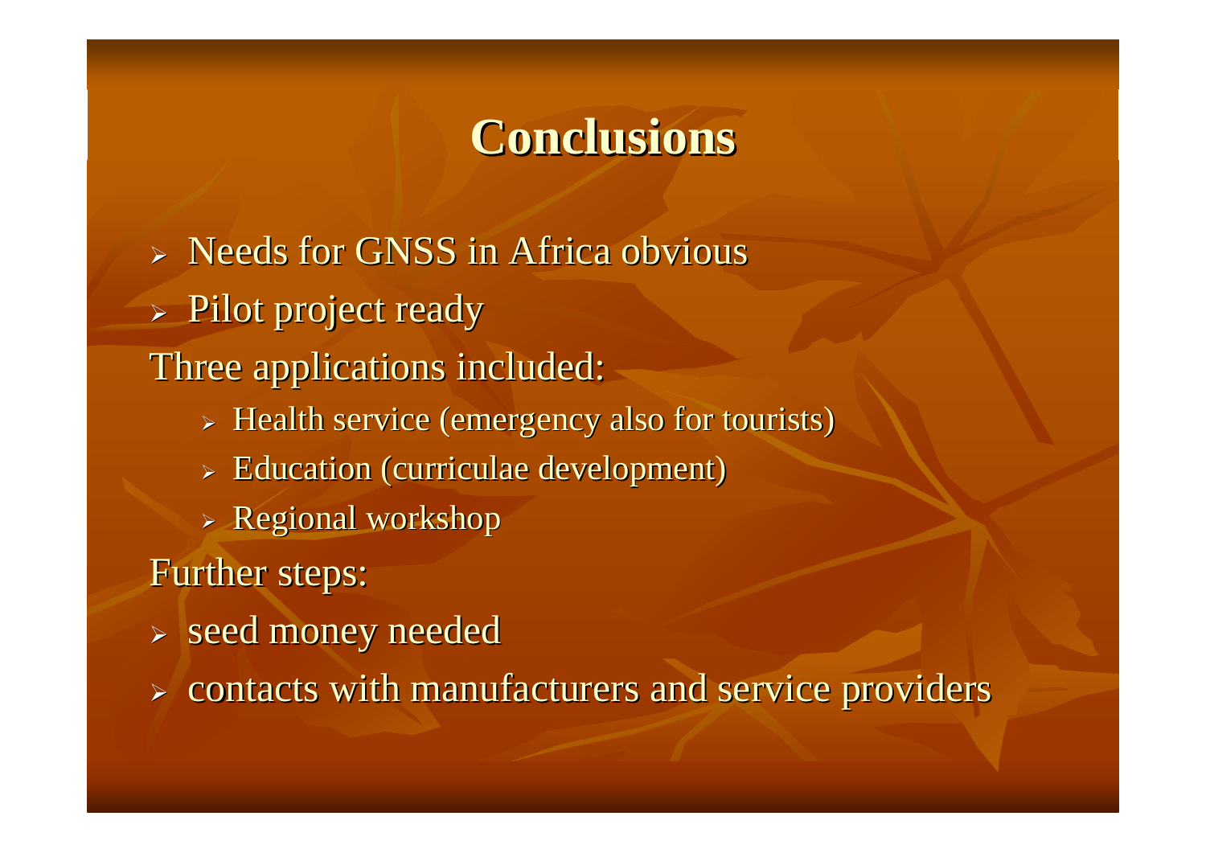# Conclusions

- Needs for GNSS in Africa obvious
- Pilot project ready

Three applications included:

- Health service (emergency also for tourists)
- Education (curriculae development)
- Regional workshop

Further steps:

- seed money needed
- contacts with manufacturers and service providers